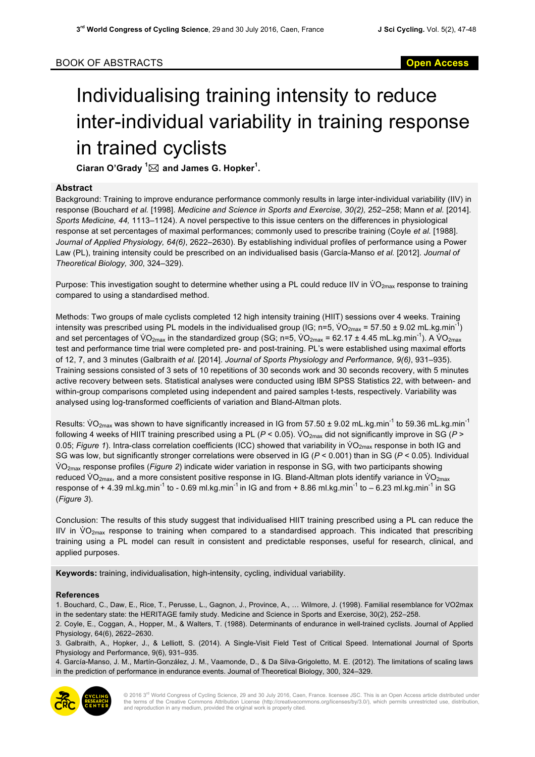BOOK OF ABSTRACTS

Open Access

# Individualising training intensity to reduce inter-individual variability in training response in trained cyclists

**Ciaran O'Grady [1] ✉ and James G. Hopker[1].**

## Abstract

Background: Training to improve endurance performance commonly results in large inter-individual variability (IIV) in response (Bouchard *et al.* [1998]. *Medicine and Science in Sports and Exercise, 30(2),* 252–258; Mann *et al.* [2014]. *Sports Medicine, 44,* 1113–1124). A novel perspective to this issue centers on the differences in physiological response at set percentages of maximal performances; commonly used to prescribe training (Coyle *et al.* [1988]. *Journal of Applied Physiology, 64(6)*, 2622–2630). By establishing individual profiles of performance using a Power Law (PL), training intensity could be prescribed on an individualised basis (García-Manso *et al.* [2012]. *Journal of Theoretical Biology, 300*, 324–329).

Purpose: This investigation sought to determine whether using a PL could reduce IIV in $\dot{V}O_{2max}$ response to training compared to using a standardised method.

Methods: Two groups of male cyclists completed 12 high intensity training (HIIT) sessions over 4 weeks. Training intensity was prescribed using PL models in the individualised group (IG; n=5, $\dot{V}O_{2max}$ = 57.50 ± 9.02 mL.kg.min$^{-1}$) and set percentages of $\dot{V}O_{2max}$ in the standardized group (SG; n=5, $\dot{V}O_{2max}$ = 62.17 ± 4.45 mL.kg.min$^{-1}$). A $\dot{V}O_{2max}$ test and performance time trial were completed pre- and post-training. PL's were established using maximal efforts of 12, 7, and 3 minutes (Galbraith *et al.* [2014]. *Journal of Sports Physiology and Performance, 9(6)*, 931–935). Training sessions consisted of 3 sets of 10 repetitions of 30 seconds work and 30 seconds recovery, with 5 minutes active recovery between sets. Statistical analyses were conducted using IBM SPSS Statistics 22, with between- and within-group comparisons completed using independent and paired samples t-tests, respectively. Variability was analysed using log-transformed coefficients of variation and Bland-Altman plots.

Results: $\dot{V}O_{2max}$ was shown to have significantly increased in IG from 57.50 ± 9.02 mL.kg.min$^{-1}$ to 59.36 mL.kg.min$^{-1}$ following 4 weeks of HIIT training prescribed using a PL ($P$ < 0.05). $\dot{V}O_{2max}$ did not significantly improve in SG ($P$ > 0.05; *Figure 1*). Intra-class correlation coefficients (ICC) showed that variability in $\dot{V}O_{2max}$ response in both IG and SG was low, but significantly stronger correlations were observed in IG ($P$ < 0.001) than in SG ($P$ < 0.05). Individual $\dot{V}O_{2max}$ response profiles (*Figure 2*) indicate wider variation in response in SG, with two participants showing reduced $\dot{V}O_{2max}$, and a more consistent positive response in IG. Bland-Altman plots identify variance in $\dot{V}O_{2max}$ response of + 4.39 ml.kg.min$^{-1}$ to - 0.69 ml.kg.min$^{-1}$ in IG and from + 8.86 ml.kg.min$^{-1}$ to – 6.23 ml.kg.min$^{-1}$ in SG (*Figure 3*).

Conclusion: The results of this study suggest that individualised HIIT training prescribed using a PL can reduce the IIV in $\dot{V}O_{2max}$ response to training when compared to a standardised approach. This indicated that prescribing training using a PL model can result in consistent and predictable responses, useful for research, clinical, and applied purposes.

**Keywords:** training, individualisation, high-intensity, cycling, individual variability.

## References

1. Bouchard, C., Daw, E., Rice, T., Perusse, L., Gagnon, J., Province, A., … Wilmore, J. (1998). Familial resemblance for VO2max in the sedentary state: the HERITAGE family study. Medicine and Science in Sports and Exercise, 30(2), 252–258.
2. Coyle, E., Coggan, A., Hopper, M., & Walters, T. (1988). Determinants of endurance in well-trained cyclists. Journal of Applied Physiology, 64(6), 2622–2630.
3. Galbraith, A., Hopker, J., & Lelliott, S. (2014). A Single-Visit Field Test of Critical Speed. International Journal of Sports Physiology and Performance, 9(6), 931–935.
4. García-Manso, J. M., Martín-González, J. M., Vaamonde, D., & Da Silva-Grigoletto, M. E. (2012). The limitations of scaling laws in the prediction of performance in endurance events. Journal of Theoretical Biology, 300, 324–329.

© 2016 3rd World Congress of Cycling Science, 29 and 30 July 2016, Caen, France. licensee JSC. This is an Open Access article distributed under the terms of the Creative Commons Attribution License (http://creativecommons.org/licenses/by/3.0/), which permits unrestricted use, distribution, and reproduction in any medium, provided the original work is properly cited.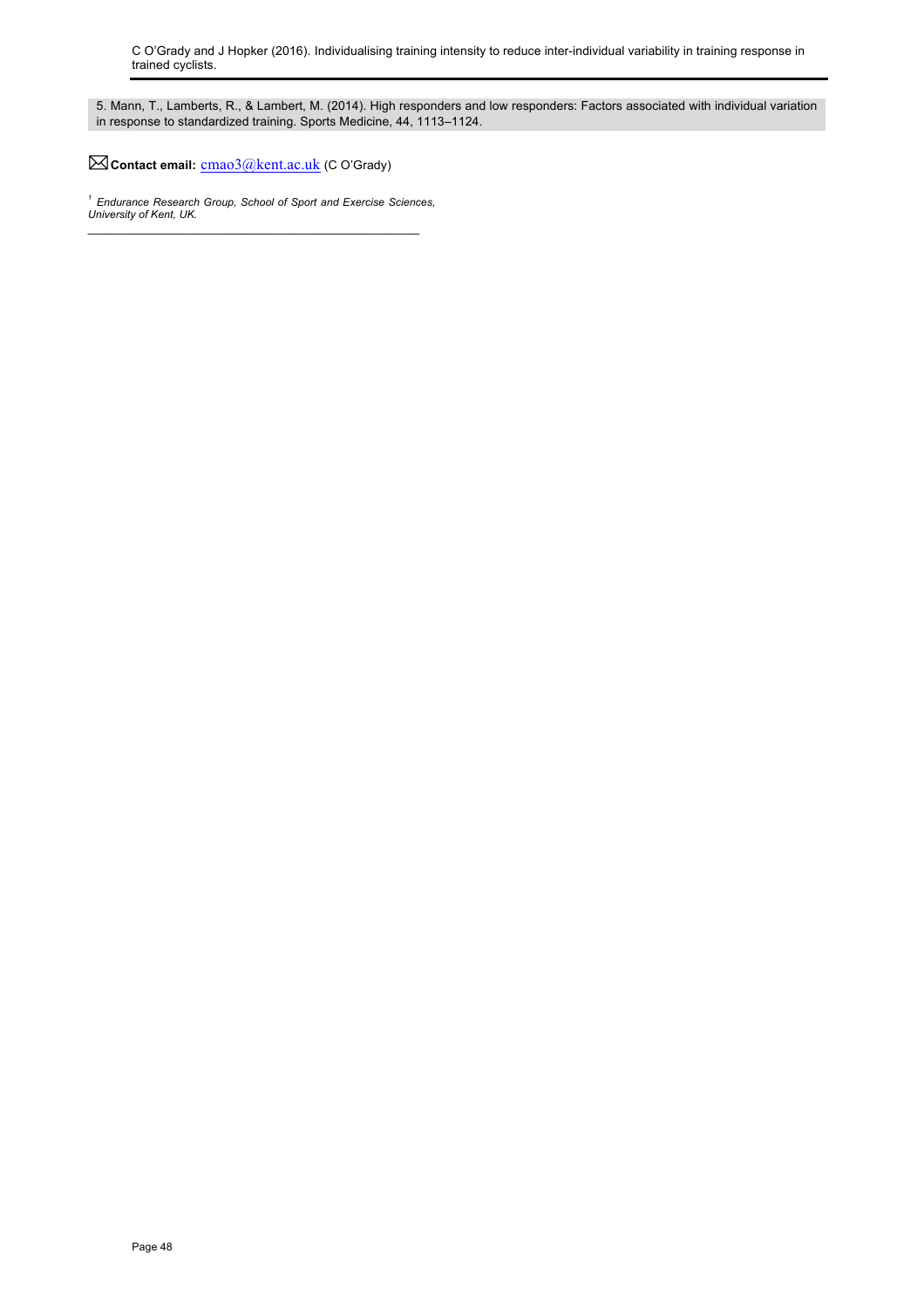5. Mann, T., Lamberts, R., & Lambert, M. (2014). High responders and low responders: Factors associated with individual variation in response to standardized training. Sports Medicine, 44, 1113–1124.

✉ **Contact email:** cmao3@kent.ac.uk (C O'Grady)

[1] *Endurance Research Group, School of Sport and Exercise Sciences, University of Kent, UK.*